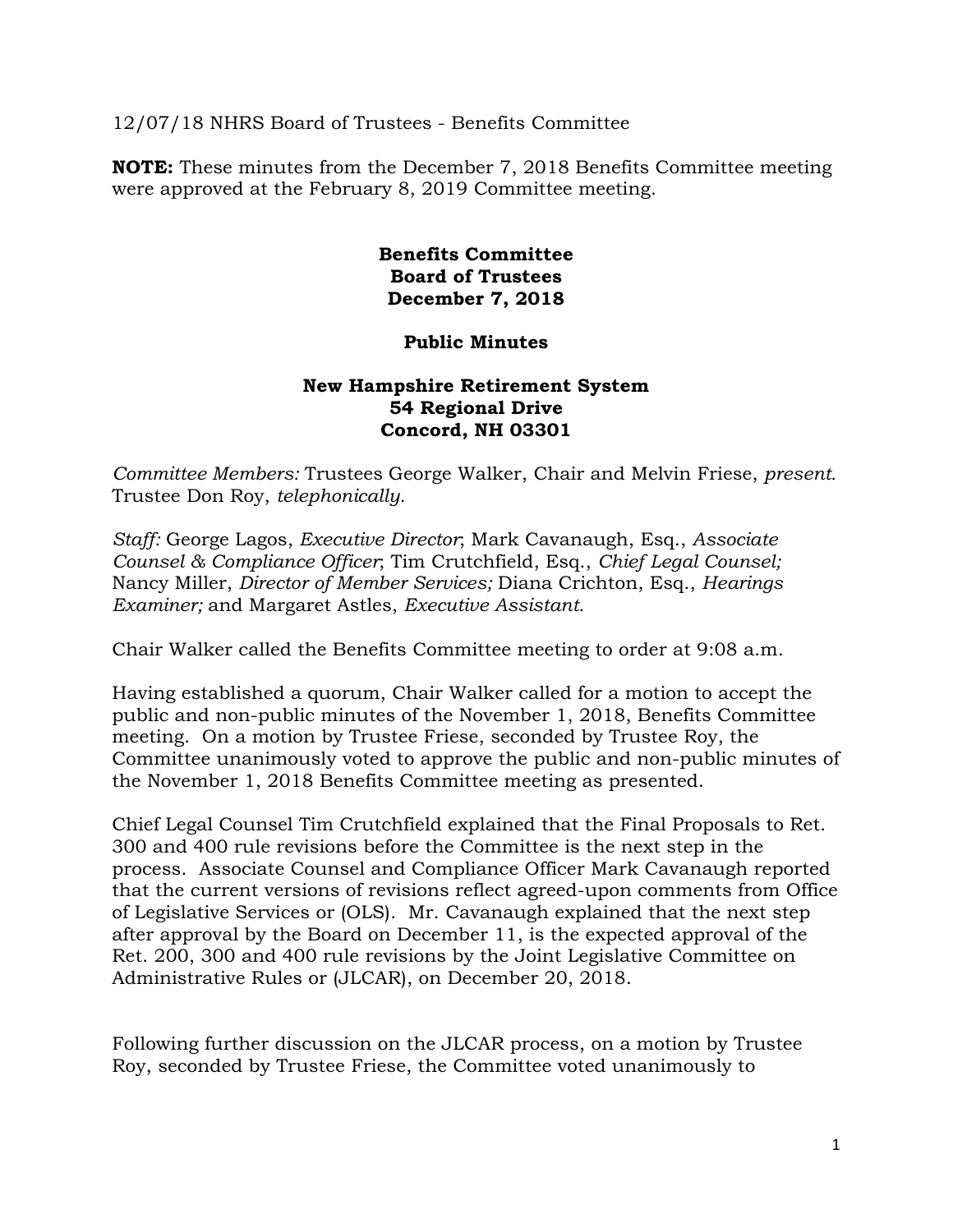12/07/18 NHRS Board of Trustees - Benefits Committee

**NOTE:** These minutes from the December 7, 2018 Benefits Committee meeting were approved at the February 8, 2019 Committee meeting.

**Benefits Committee**
**Board of Trustees**
**December 7, 2018**

**Public Minutes**

**New Hampshire Retirement System**
**54 Regional Drive**
**Concord, NH 03301**

*Committee Members:* Trustees George Walker, Chair and Melvin Friese, *present.* Trustee Don Roy, *telephonically.*

*Staff:* George Lagos, *Executive Director*; Mark Cavanaugh, Esq., *Associate Counsel & Compliance Officer*; Tim Crutchfield, Esq., *Chief Legal Counsel;* Nancy Miller, *Director of Member Services;* Diana Crichton, Esq., *Hearings Examiner;* and Margaret Astles, *Executive Assistant.*

Chair Walker called the Benefits Committee meeting to order at 9:08 a.m.

Having established a quorum, Chair Walker called for a motion to accept the public and non-public minutes of the November 1, 2018, Benefits Committee meeting. On a motion by Trustee Friese, seconded by Trustee Roy, the Committee unanimously voted to approve the public and non-public minutes of the November 1, 2018 Benefits Committee meeting as presented.

Chief Legal Counsel Tim Crutchfield explained that the Final Proposals to Ret. 300 and 400 rule revisions before the Committee is the next step in the process. Associate Counsel and Compliance Officer Mark Cavanaugh reported that the current versions of revisions reflect agreed-upon comments from Office of Legislative Services or (OLS). Mr. Cavanaugh explained that the next step after approval by the Board on December 11, is the expected approval of the Ret. 200, 300 and 400 rule revisions by the Joint Legislative Committee on Administrative Rules or (JLCAR), on December 20, 2018.

Following further discussion on the JLCAR process, on a motion by Trustee Roy, seconded by Trustee Friese, the Committee voted unanimously to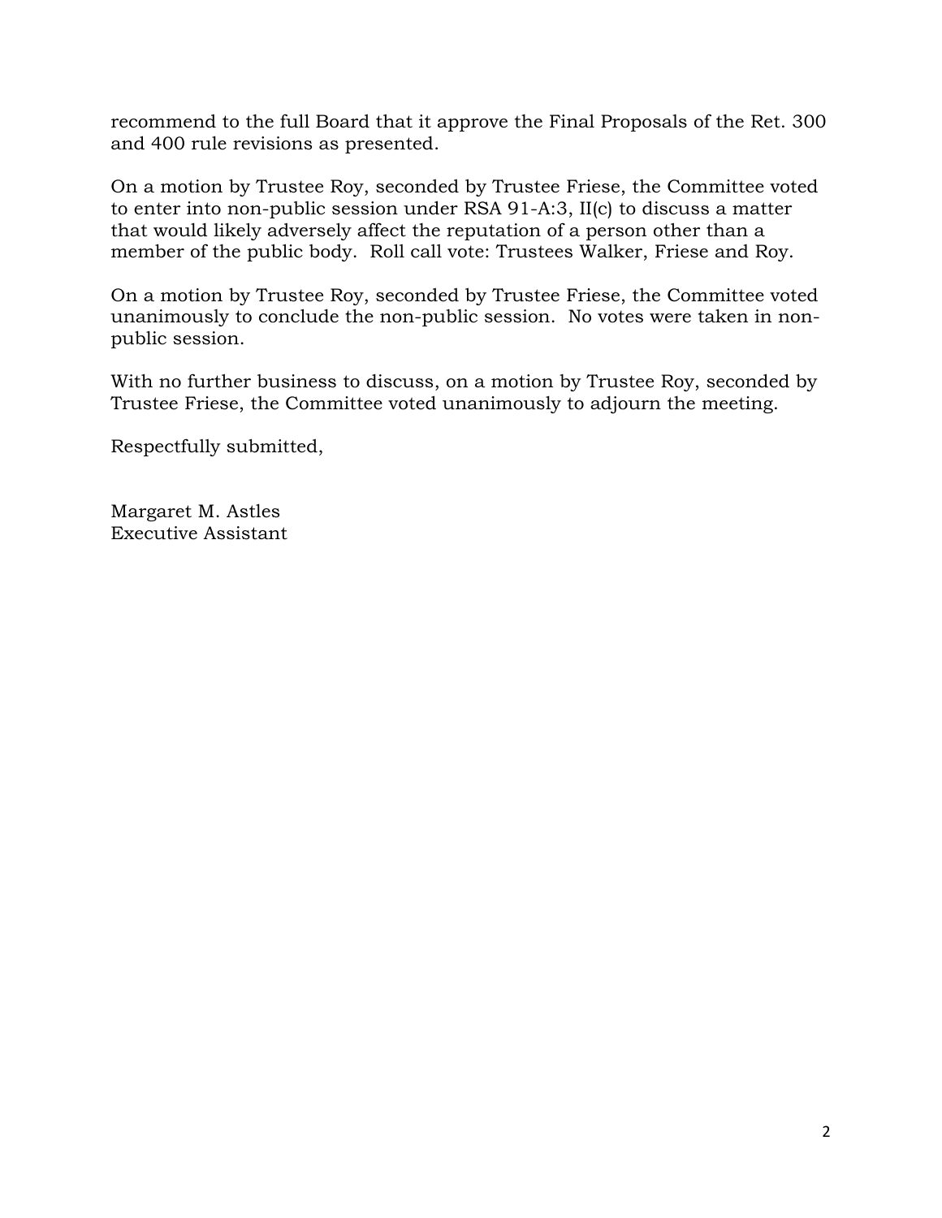recommend to the full Board that it approve the Final Proposals of the Ret. 300 and 400 rule revisions as presented.

On a motion by Trustee Roy, seconded by Trustee Friese, the Committee voted to enter into non-public session under RSA 91-A:3, II(c) to discuss a matter that would likely adversely affect the reputation of a person other than a member of the public body. Roll call vote: Trustees Walker, Friese and Roy.

On a motion by Trustee Roy, seconded by Trustee Friese, the Committee voted unanimously to conclude the non-public session. No votes were taken in non-public session.

With no further business to discuss, on a motion by Trustee Roy, seconded by Trustee Friese, the Committee voted unanimously to adjourn the meeting.

Respectfully submitted,

Margaret M. Astles
Executive Assistant